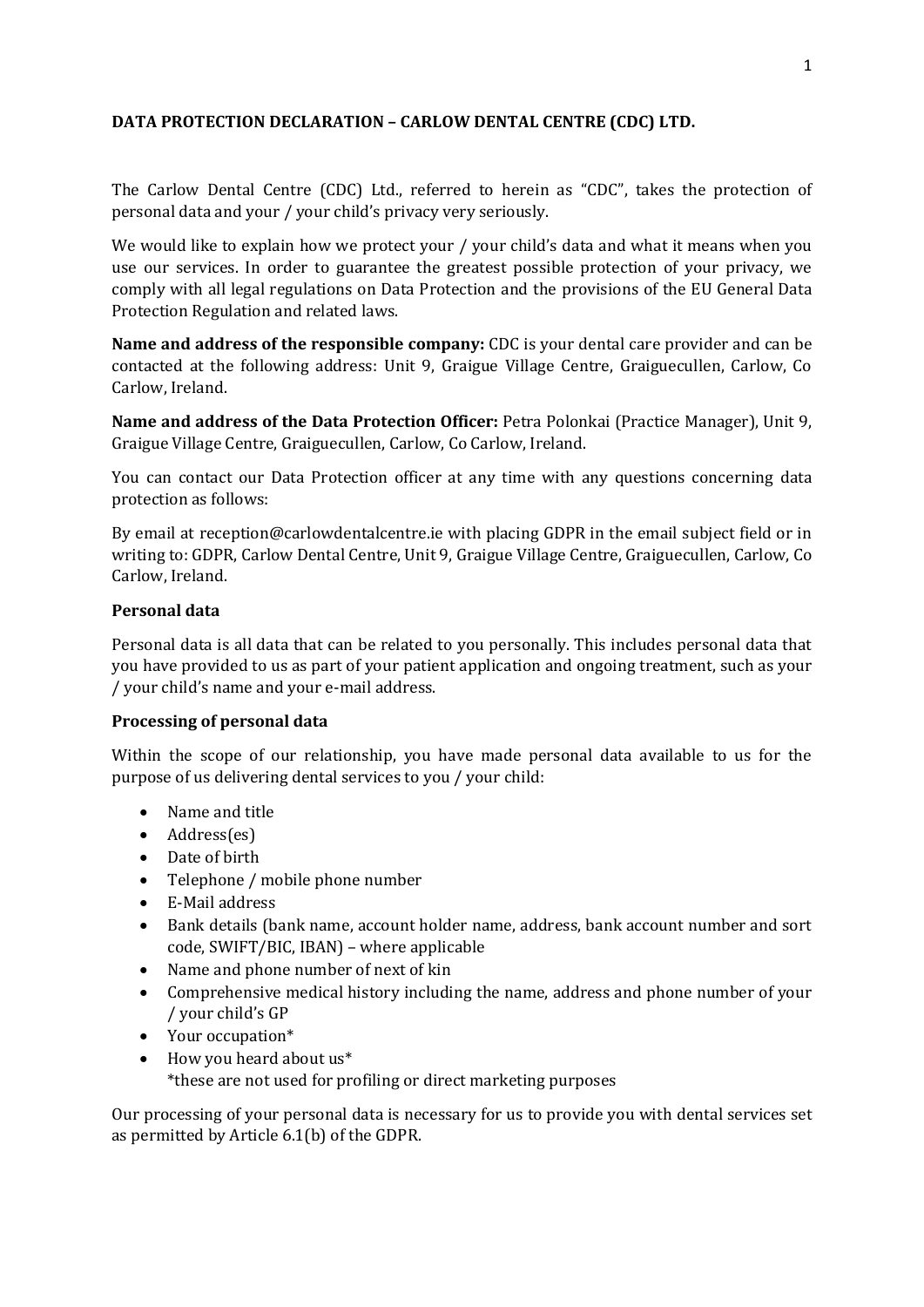# DATA PROTECTION DECLARATION – CARLOW DENTAL CENTRE (CDC) LTD.

The Carlow Dental Centre (CDC) Ltd., referred to herein as "CDC", takes the protection of personal data and your / your child's privacy very seriously.

We would like to explain how we protect your / your child's data and what it means when you use our services. In order to guarantee the greatest possible protection of your privacy, we comply with all legal regulations on Data Protection and the provisions of the EU General Data Protection Regulation and related laws.

**Name and address of the responsible company:** CDC is your dental care provider and can be contacted at the following address: Unit 9, Graigue Village Centre, Graiguecullen, Carlow, Co Carlow, Ireland.

**Name and address of the Data Protection Officer:** Petra Polonkai (Practice Manager), Unit 9, Graigue Village Centre, Graiguecullen, Carlow, Co Carlow, Ireland.

You can contact our Data Protection officer at any time with any questions concerning data protection as follows:

By email at reception@carlowdentalcentre.ie with placing GDPR in the email subject field or in writing to: GDPR, Carlow Dental Centre, Unit 9, Graigue Village Centre, Graiguecullen, Carlow, Co Carlow, Ireland.

### Personal data

Personal data is all data that can be related to you personally. This includes personal data that you have provided to us as part of your patient application and ongoing treatment, such as your / your child's name and your e-mail address.

### Processing of personal data

Within the scope of our relationship, you have made personal data available to us for the purpose of us delivering dental services to you / your child:

- Name and title
- Address(es)
- Date of birth
- Telephone / mobile phone number
- E-Mail address
- Bank details (bank name, account holder name, address, bank account number and sort code, SWIFT/BIC, IBAN) – where applicable
- Name and phone number of next of kin
- Comprehensive medical history including the name, address and phone number of your / your child's GP
- Your occupation*
- How you heard about us*
  *these are not used for profiling or direct marketing purposes

Our processing of your personal data is necessary for us to provide you with dental services set as permitted by Article 6.1(b) of the GDPR.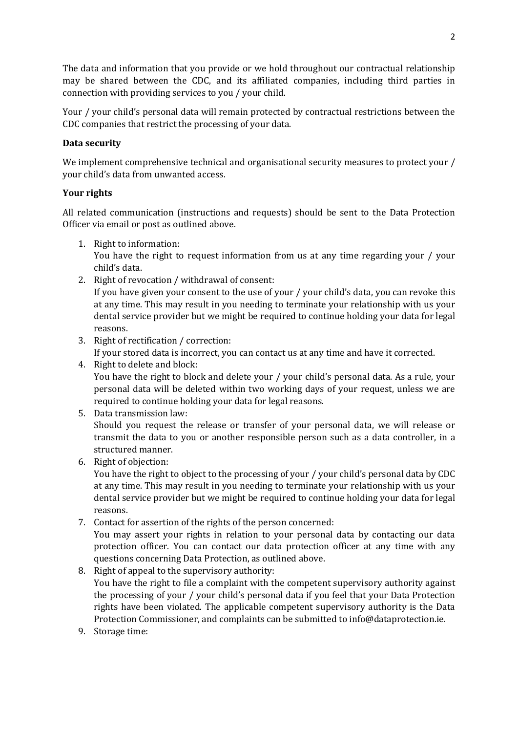The data and information that you provide or we hold throughout our contractual relationship may be shared between the CDC, and its affiliated companies, including third parties in connection with providing services to you / your child.

Your / your child's personal data will remain protected by contractual restrictions between the CDC companies that restrict the processing of your data.

**Data security**

We implement comprehensive technical and organisational security measures to protect your / your child's data from unwanted access.

**Your rights**

All related communication (instructions and requests) should be sent to the Data Protection Officer via email or post as outlined above.

1. Right to information:
   You have the right to request information from us at any time regarding your / your child's data.
2. Right of revocation / withdrawal of consent:
   If you have given your consent to the use of your / your child's data, you can revoke this at any time. This may result in you needing to terminate your relationship with us your dental service provider but we might be required to continue holding your data for legal reasons.
3. Right of rectification / correction:
   If your stored data is incorrect, you can contact us at any time and have it corrected.
4. Right to delete and block:
   You have the right to block and delete your / your child's personal data. As a rule, your personal data will be deleted within two working days of your request, unless we are required to continue holding your data for legal reasons.
5. Data transmission law:
   Should you request the release or transfer of your personal data, we will release or transmit the data to you or another responsible person such as a data controller, in a structured manner.
6. Right of objection:
   You have the right to object to the processing of your / your child's personal data by CDC at any time. This may result in you needing to terminate your relationship with us your dental service provider but we might be required to continue holding your data for legal reasons.
7. Contact for assertion of the rights of the person concerned:
   You may assert your rights in relation to your personal data by contacting our data protection officer. You can contact our data protection officer at any time with any questions concerning Data Protection, as outlined above.
8. Right of appeal to the supervisory authority:
   You have the right to file a complaint with the competent supervisory authority against the processing of your / your child's personal data if you feel that your Data Protection rights have been violated. The applicable competent supervisory authority is the Data Protection Commissioner, and complaints can be submitted to info@dataprotection.ie.
9. Storage time: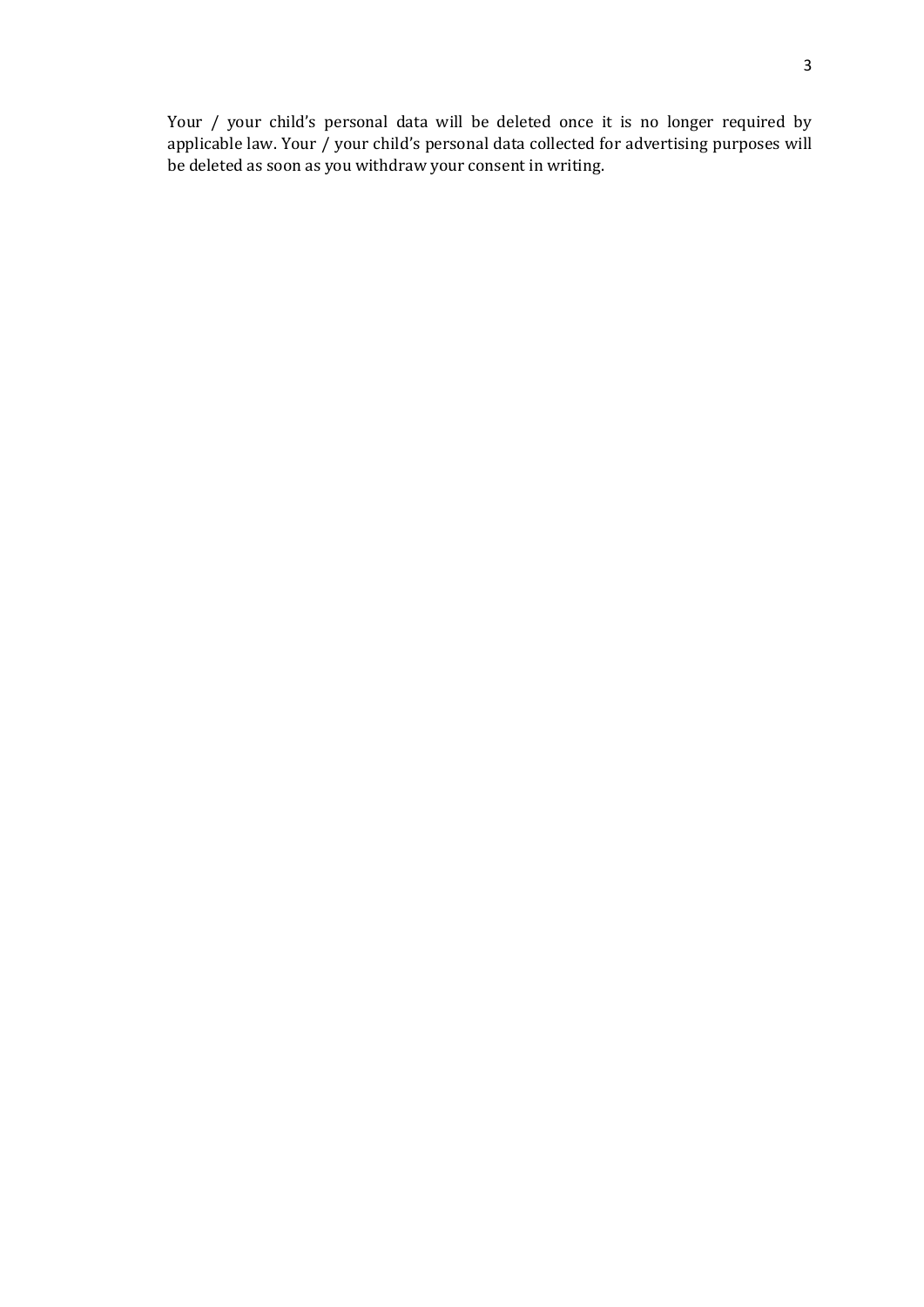Your / your child's personal data will be deleted once it is no longer required by applicable law. Your / your child's personal data collected for advertising purposes will be deleted as soon as you withdraw your consent in writing.